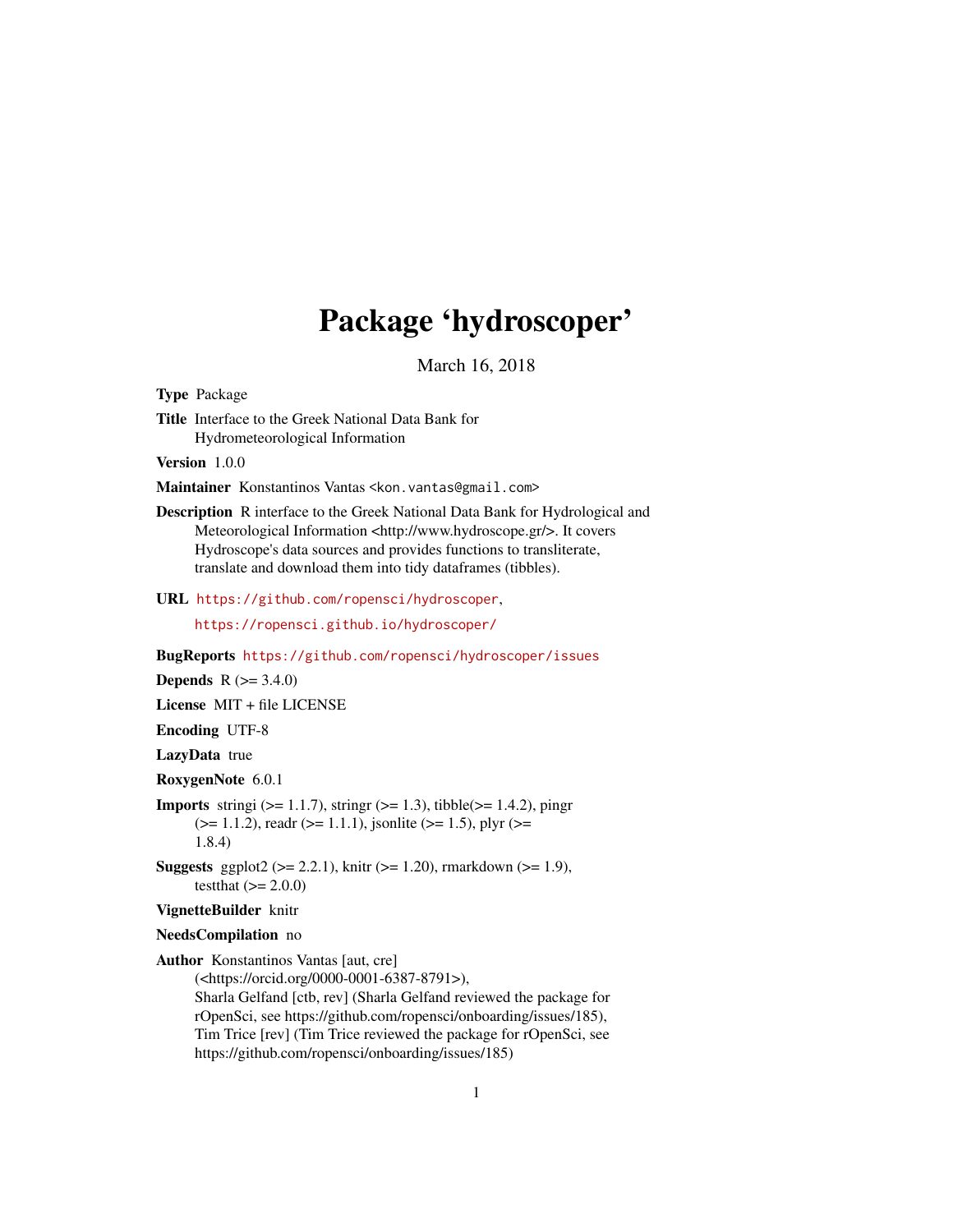# Package 'hydroscoper'

March 16, 2018

**Type** Package

**Title** Interface to the Greek National Data Bank for Hydrometeorological Information

**Version** 1.0.0

**Maintainer** Konstantinos Vantas <kon.vantas@gmail.com>

**Description** R interface to the Greek National Data Bank for Hydrological and Meteorological Information <http://www.hydroscope.gr/>. It covers Hydroscope's data sources and provides functions to transliterate, translate and download them into tidy dataframes (tibbles).

**URL** https://github.com/ropensci/hydroscoper, https://ropensci.github.io/hydroscoper/

**BugReports** https://github.com/ropensci/hydroscoper/issues

**Depends** R (>= 3.4.0)

**License** MIT + file LICENSE

**Encoding** UTF-8

**LazyData** true

**RoxygenNote** 6.0.1

**Imports** stringi (>= 1.1.7), stringr (>= 1.3), tibble(>= 1.4.2), pingr (>= 1.1.2), readr (>= 1.1.1), jsonlite (>= 1.5), plyr (>= 1.8.4)

**Suggests** ggplot2 (>= 2.2.1), knitr (>= 1.20), rmarkdown (>= 1.9), testthat (>= 2.0.0)

**VignetteBuilder** knitr

**NeedsCompilation** no

**Author** Konstantinos Vantas [aut, cre] (<https://orcid.org/0000-0001-6387-8791>), Sharla Gelfand [ctb, rev] (Sharla Gelfand reviewed the package for rOpenSci, see https://github.com/ropensci/onboarding/issues/185), Tim Trice [rev] (Tim Trice reviewed the package for rOpenSci, see https://github.com/ropensci/onboarding/issues/185)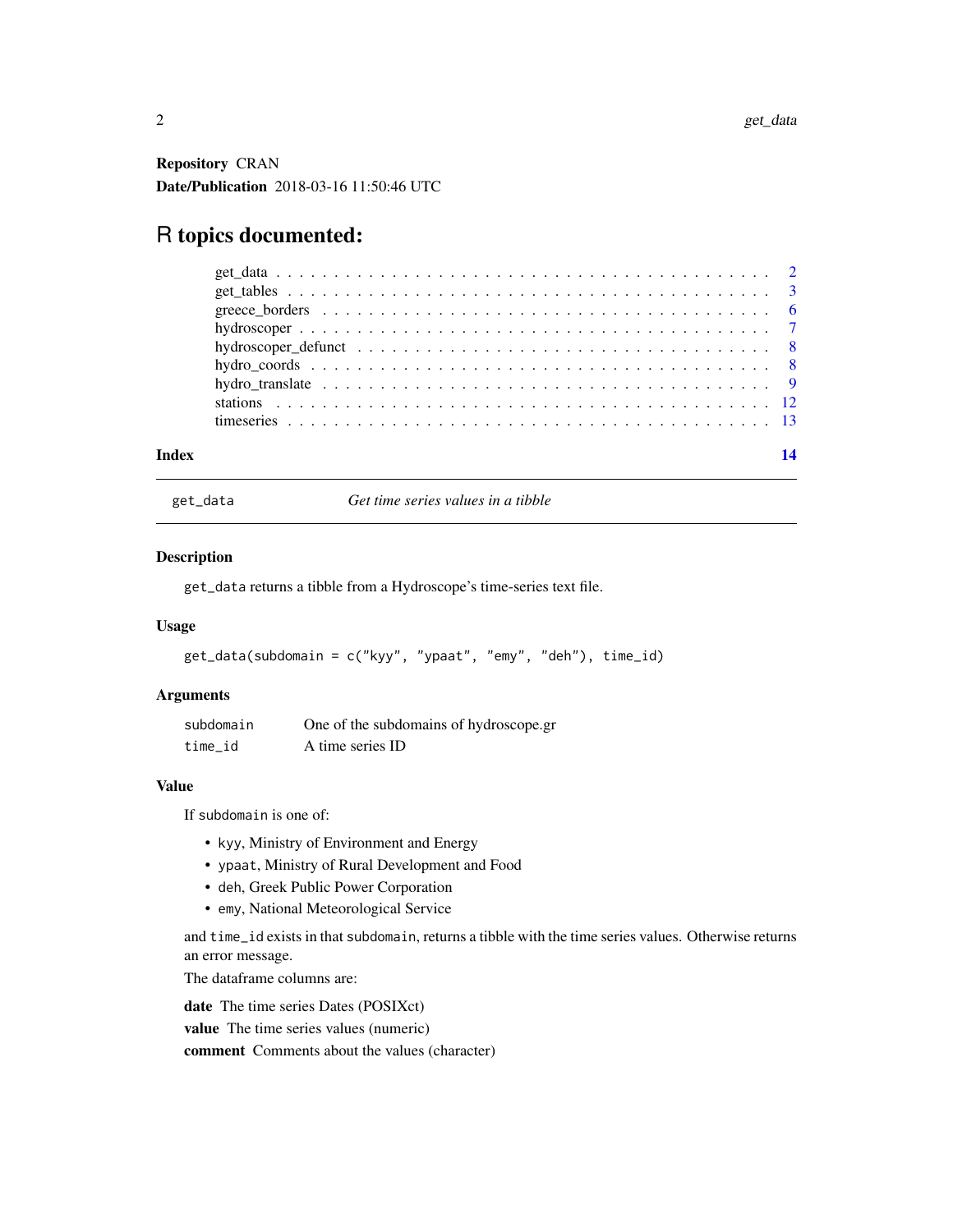**Repository** CRAN

**Date/Publication** 2018-03-16 11:50:46 UTC

# R topics documented:

- get_data . . . 2
- get_tables . . . 3
- greece_borders . . . 6
- hydroscoper . . . 7
- hydroscoper_defunct . . . 8
- hydro_coords . . . 8
- hydro_translate . . . 9
- stations . . . 12
- timeseries . . . 13

**Index** 14

---

`get_data` *Get time series values in a tibble*

## Description

`get_data` returns a tibble from a Hydroscope's time-series text file.

## Usage

```
get_data(subdomain = c("kyy", "ypaat", "emy", "deh"), time_id)
```

## Arguments

| | |
|---|---|
| `subdomain` | One of the subdomains of hydroscope.gr |
| `time_id` | A time series ID |

## Value

If `subdomain` is one of:

- `kyy`, Ministry of Environment and Energy
- `ypaat`, Ministry of Rural Development and Food
- `deh`, Greek Public Power Corporation
- `emy`, National Meteorological Service

and `time_id` exists in that `subdomain`, returns a tibble with the time series values. Otherwise returns an error message.

The dataframe columns are:

**date** The time series Dates (POSIXct)

**value** The time series values (numeric)

**comment** Comments about the values (character)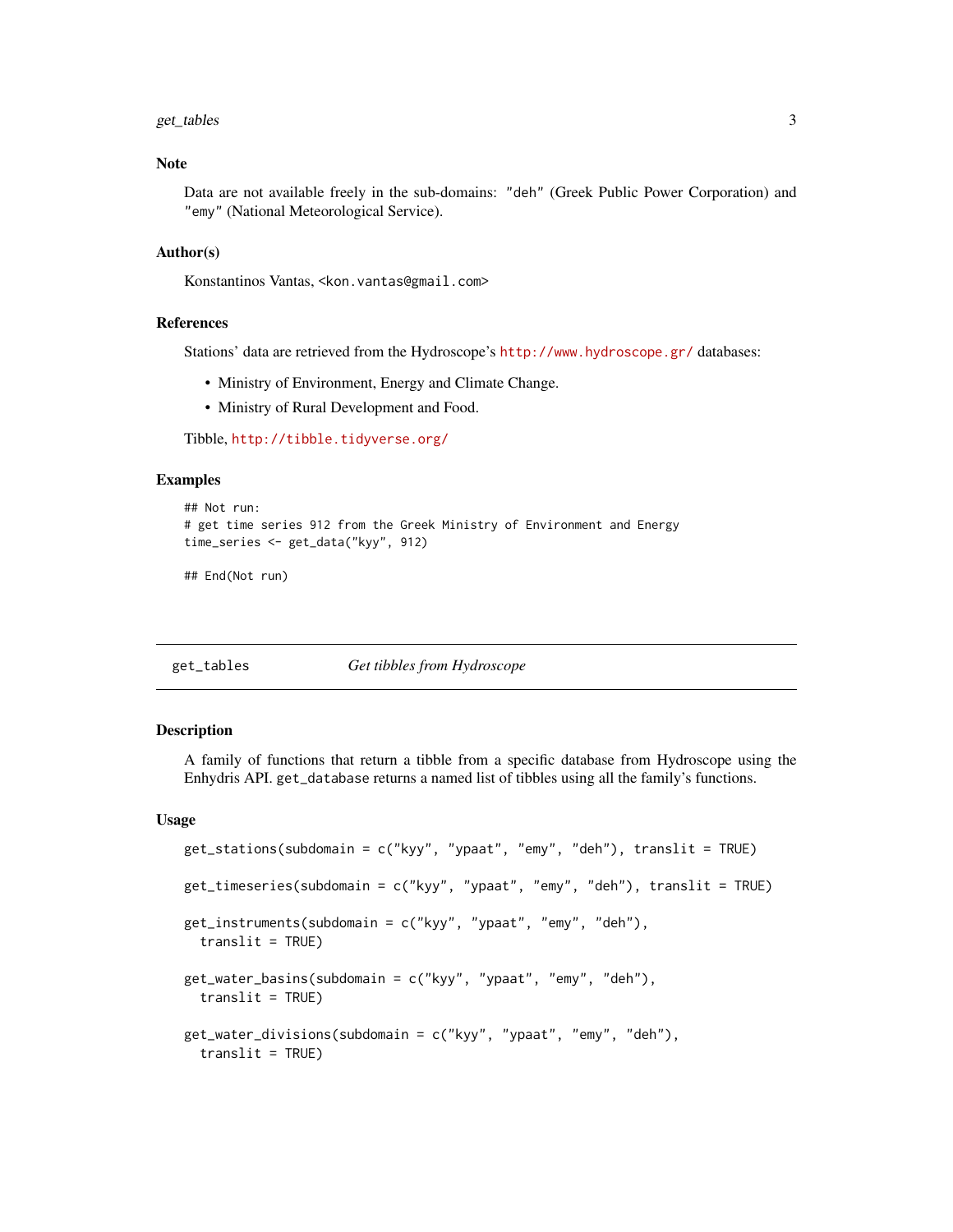### Note

Data are not available freely in the sub-domains: "deh" (Greek Public Power Corporation) and "emy" (National Meteorological Service).

### Author(s)

Konstantinos Vantas, <kon.vantas@gmail.com>

### References

Stations' data are retrieved from the Hydroscope's http://www.hydroscope.gr/ databases:

- Ministry of Environment, Energy and Climate Change.
- Ministry of Rural Development and Food.

Tibble, http://tibble.tidyverse.org/

### Examples

```
## Not run:
# get time series 912 from the Greek Ministry of Environment and Energy
time_series <- get_data("kyy", 912)

## End(Not run)
```

---

## get_tables *Get tibbles from Hydroscope*

---

### Description

A family of functions that return a tibble from a specific database from Hydroscope using the Enhydris API. `get_database` returns a named list of tibbles using all the family's functions.

### Usage

```
get_stations(subdomain = c("kyy", "ypaat", "emy", "deh"), translit = TRUE)

get_timeseries(subdomain = c("kyy", "ypaat", "emy", "deh"), translit = TRUE)

get_instruments(subdomain = c("kyy", "ypaat", "emy", "deh"),
  translit = TRUE)

get_water_basins(subdomain = c("kyy", "ypaat", "emy", "deh"),
  translit = TRUE)

get_water_divisions(subdomain = c("kyy", "ypaat", "emy", "deh"),
  translit = TRUE)
```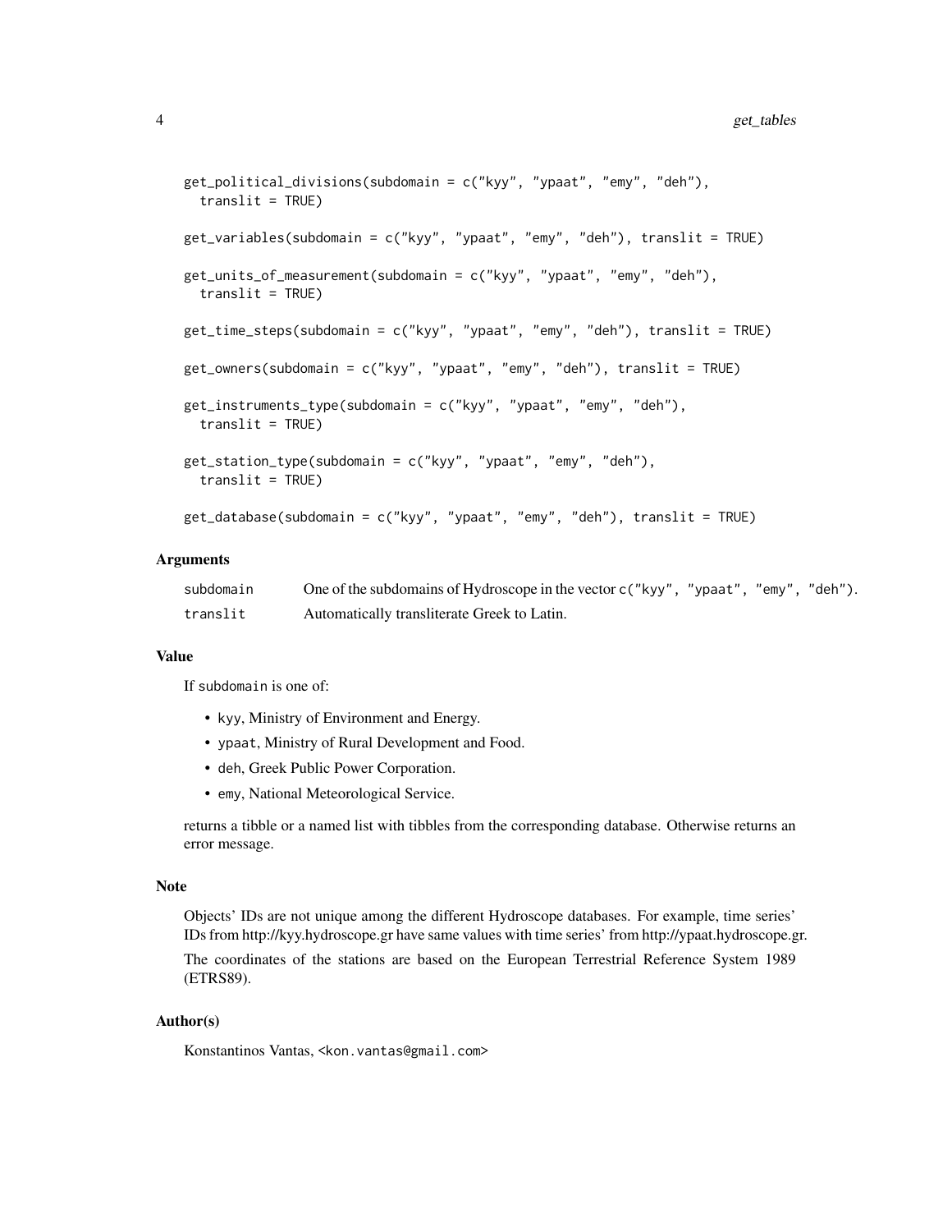```
get_political_divisions(subdomain = c("kyy", "ypaat", "emy", "deh"),
  translit = TRUE)

get_variables(subdomain = c("kyy", "ypaat", "emy", "deh"), translit = TRUE)

get_units_of_measurement(subdomain = c("kyy", "ypaat", "emy", "deh"),
  translit = TRUE)

get_time_steps(subdomain = c("kyy", "ypaat", "emy", "deh"), translit = TRUE)

get_owners(subdomain = c("kyy", "ypaat", "emy", "deh"), translit = TRUE)

get_instruments_type(subdomain = c("kyy", "ypaat", "emy", "deh"),
  translit = TRUE)

get_station_type(subdomain = c("kyy", "ypaat", "emy", "deh"),
  translit = TRUE)

get_database(subdomain = c("kyy", "ypaat", "emy", "deh"), translit = TRUE)
```

## Arguments

| | |
|---|---|
| `subdomain` | One of the subdomains of Hydroscope in the vector `c("kyy", "ypaat", "emy", "deh")`. |
| `translit` | Automatically transliterate Greek to Latin. |

## Value

If `subdomain` is one of:

- `kyy`, Ministry of Environment and Energy.
- `ypaat`, Ministry of Rural Development and Food.
- `deh`, Greek Public Power Corporation.
- `emy`, National Meteorological Service.

returns a tibble or a named list with tibbles from the corresponding database. Otherwise returns an error message.

## Note

Objects' IDs are not unique among the different Hydroscope databases. For example, time series' IDs from http://kyy.hydroscope.gr have same values with time series' from http://ypaat.hydroscope.gr.

The coordinates of the stations are based on the European Terrestrial Reference System 1989 (ETRS89).

## Author(s)

Konstantinos Vantas, <kon.vantas@gmail.com>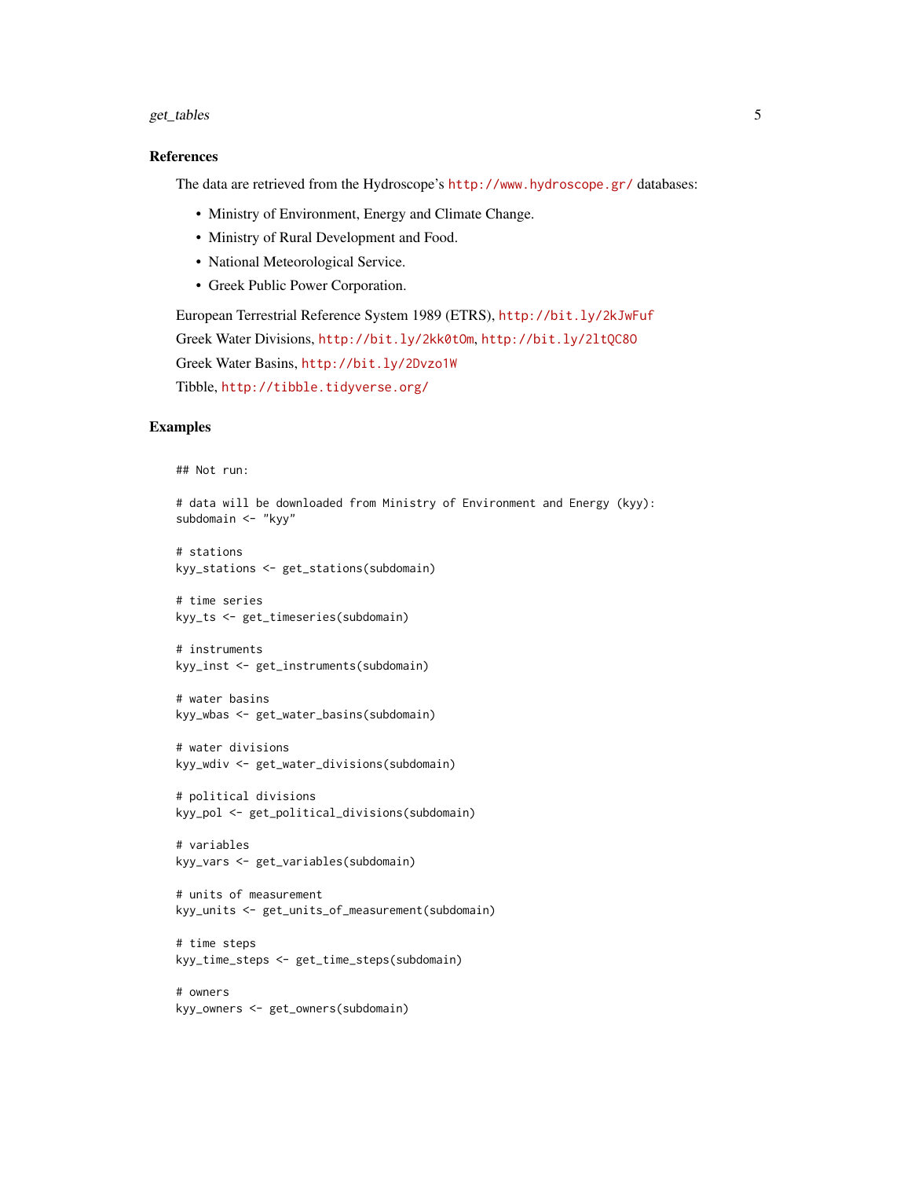### References

The data are retrieved from the Hydroscope's http://www.hydroscope.gr/ databases:

- Ministry of Environment, Energy and Climate Change.
- Ministry of Rural Development and Food.
- National Meteorological Service.
- Greek Public Power Corporation.

European Terrestrial Reference System 1989 (ETRS), http://bit.ly/2kJwFuf

Greek Water Divisions, http://bit.ly/2kk0tOm, http://bit.ly/2ltQC8O

Greek Water Basins, http://bit.ly/2Dvzo1W

Tibble, http://tibble.tidyverse.org/

### Examples

```
## Not run:

# data will be downloaded from Ministry of Environment and Energy (kyy):
subdomain <- "kyy"

# stations
kyy_stations <- get_stations(subdomain)

# time series
kyy_ts <- get_timeseries(subdomain)

# instruments
kyy_inst <- get_instruments(subdomain)

# water basins
kyy_wbas <- get_water_basins(subdomain)

# water divisions
kyy_wdiv <- get_water_divisions(subdomain)

# political divisions
kyy_pol <- get_political_divisions(subdomain)

# variables
kyy_vars <- get_variables(subdomain)

# units of measurement
kyy_units <- get_units_of_measurement(subdomain)

# time steps
kyy_time_steps <- get_time_steps(subdomain)

# owners
kyy_owners <- get_owners(subdomain)
```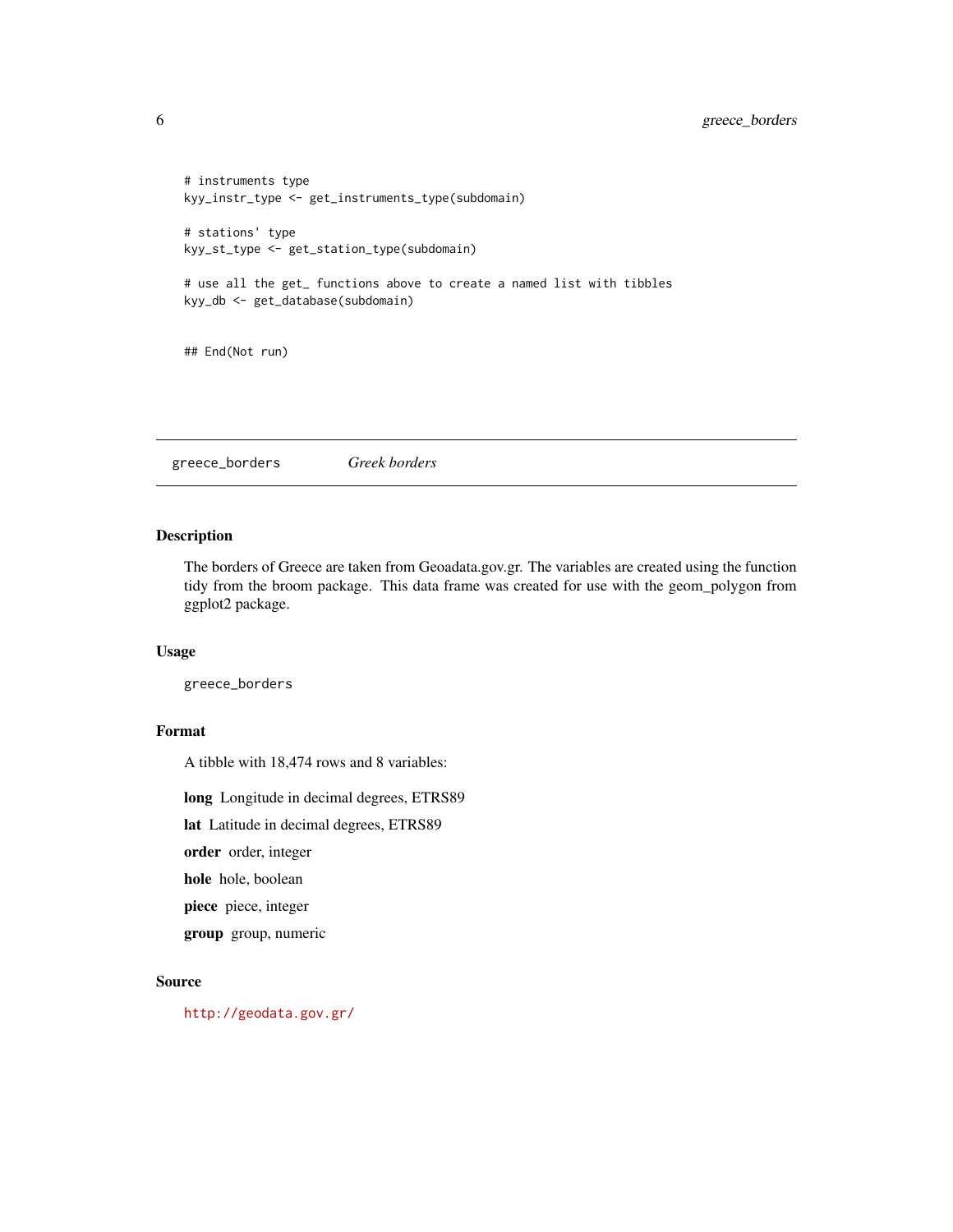```
# instruments type
kyy_instr_type <- get_instruments_type(subdomain)

# stations' type
kyy_st_type <- get_station_type(subdomain)

# use all the get_ functions above to create a named list with tibbles
kyy_db <- get_database(subdomain)


## End(Not run)
```

## greece_borders *Greek borders*

### Description

The borders of Greece are taken from Geoadata.gov.gr. The variables are created using the function tidy from the broom package. This data frame was created for use with the geom_polygon from ggplot2 package.

### Usage

```
greece_borders
```

### Format

A tibble with 18,474 rows and 8 variables:

**long** Longitude in decimal degrees, ETRS89

**lat** Latitude in decimal degrees, ETRS89

**order** order, integer

**hole** hole, boolean

**piece** piece, integer

**group** group, numeric

### Source

http://geodata.gov.gr/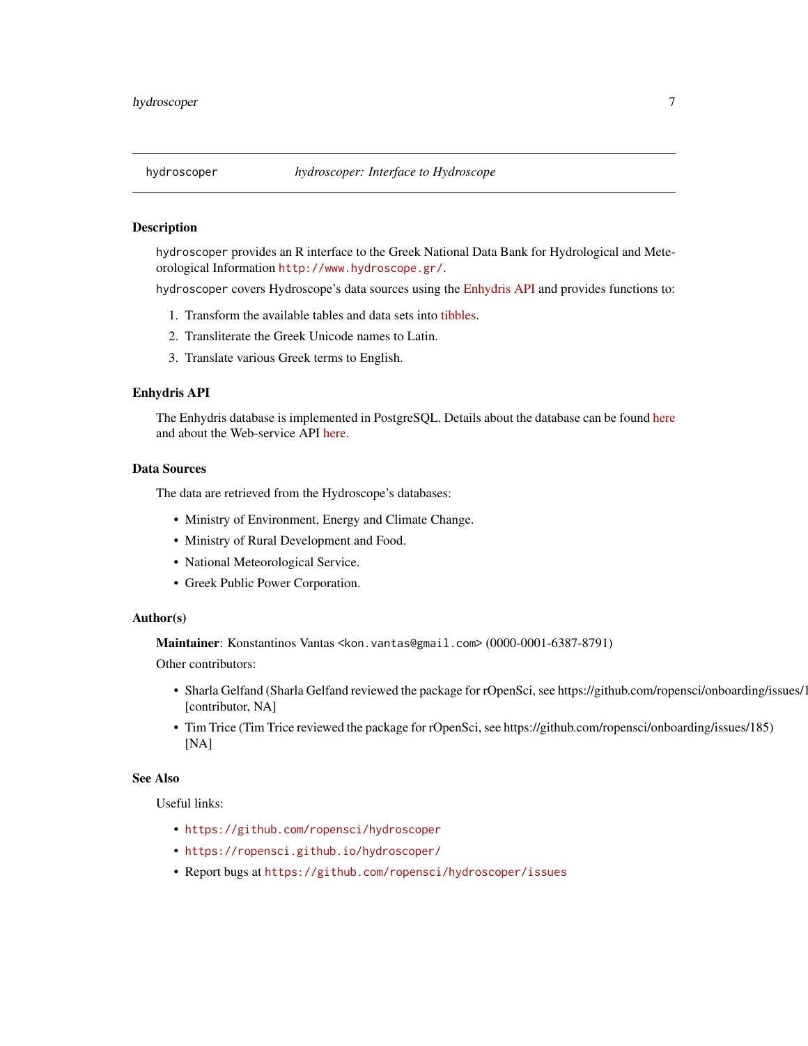hydroscoper    *hydroscoper: Interface to Hydroscope*

## Description

`hydroscoper` provides an R interface to the Greek National Data Bank for Hydrological and Meteorological Information http://www.hydroscope.gr/.

`hydroscoper` covers Hydroscope's data sources using the Enhydris API and provides functions to:

1. Transform the available tables and data sets into tibbles.
2. Transliterate the Greek Unicode names to Latin.
3. Translate various Greek terms to English.

## Enhydris API

The Enhydris database is implemented in PostgreSQL. Details about the database can be found here and about the Web-service API here.

## Data Sources

The data are retrieved from the Hydroscope's databases:

- Ministry of Environment, Energy and Climate Change.
- Ministry of Rural Development and Food.
- National Meteorological Service.
- Greek Public Power Corporation.

## Author(s)

**Maintainer**: Konstantinos Vantas <kon.vantas@gmail.com> (0000-0001-6387-8791)

Other contributors:

- Sharla Gelfand (Sharla Gelfand reviewed the package for rOpenSci, see https://github.com/ropensci/onboarding/issues/1 [contributor, NA]
- Tim Trice (Tim Trice reviewed the package for rOpenSci, see https://github.com/ropensci/onboarding/issues/185) [NA]

## See Also

Useful links:

- https://github.com/ropensci/hydroscoper
- https://ropensci.github.io/hydroscoper/
- Report bugs at https://github.com/ropensci/hydroscoper/issues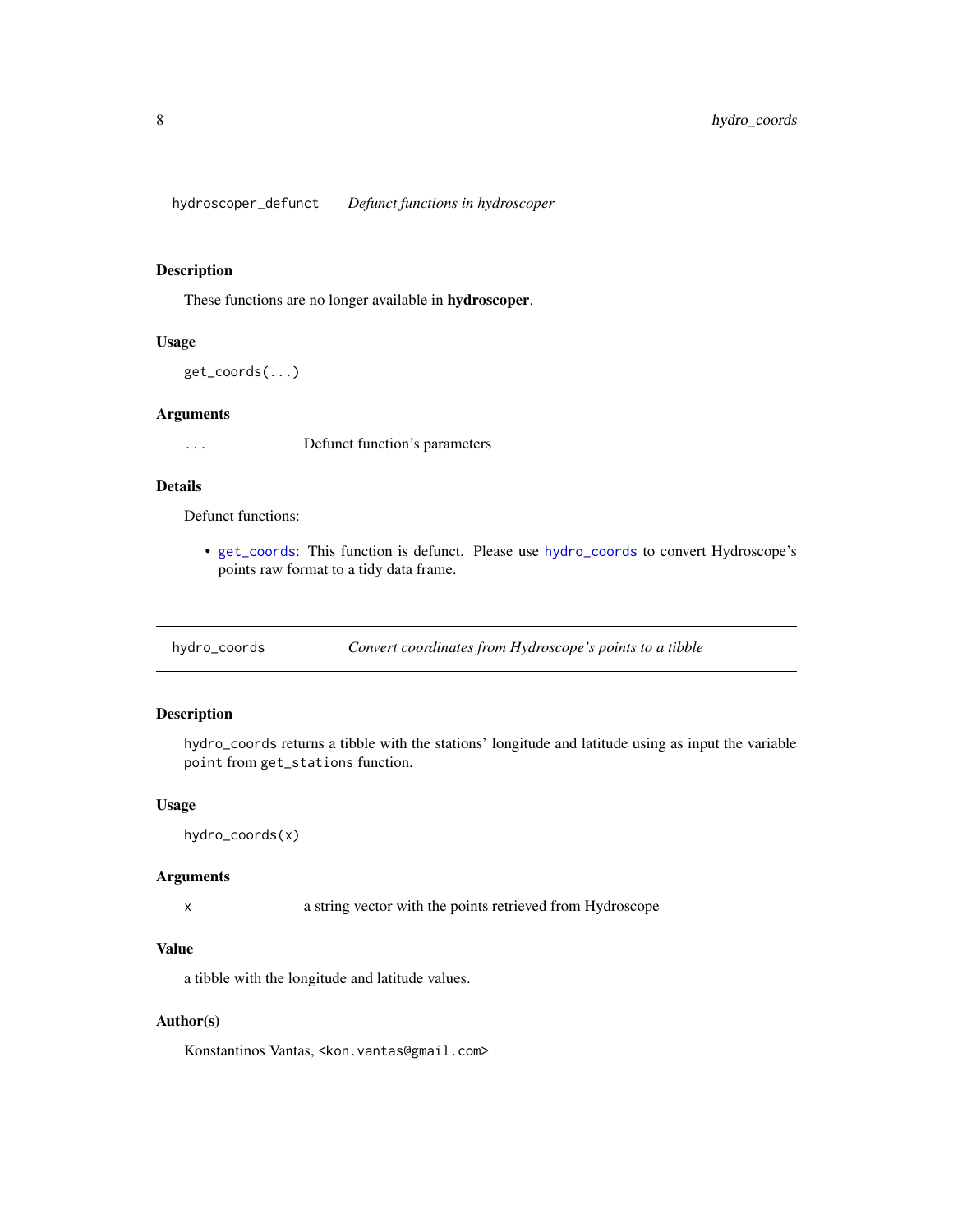## hydroscoper_defunct — *Defunct functions in hydroscoper*

### Description

These functions are no longer available in **hydroscoper**.

### Usage

```
get_coords(...)
```

### Arguments

| | |
|---|---|
| `...` | Defunct function's parameters |

### Details

Defunct functions:

- `get_coords`: This function is defunct. Please use `hydro_coords` to convert Hydroscope's points raw format to a tidy data frame.

## hydro_coords — *Convert coordinates from Hydroscope's points to a tibble*

### Description

`hydro_coords` returns a tibble with the stations' longitude and latitude using as input the variable `point` from `get_stations` function.

### Usage

```
hydro_coords(x)
```

### Arguments

| | |
|---|---|
| `x` | a string vector with the points retrieved from Hydroscope |

### Value

a tibble with the longitude and latitude values.

### Author(s)

Konstantinos Vantas, `<kon.vantas@gmail.com>`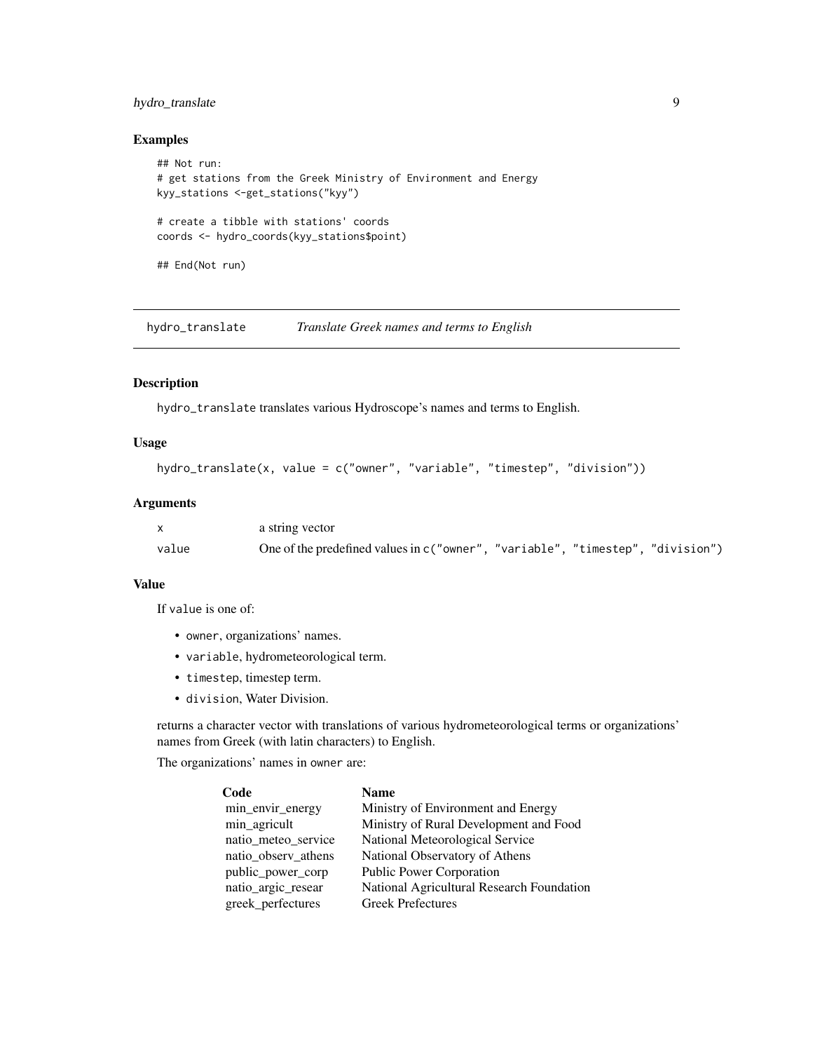## Examples

```
## Not run:
# get stations from the Greek Ministry of Environment and Energy
kyy_stations <-get_stations("kyy")

# create a tibble with stations' coords
coords <- hydro_coords(kyy_stations$point)

## End(Not run)
```

---

## hydro_translate    *Translate Greek names and terms to English*

---

### Description

`hydro_translate` translates various Hydroscope's names and terms to English.

### Usage

```
hydro_translate(x, value = c("owner", "variable", "timestep", "division"))
```

### Arguments

| | |
|---|---|
| `x` | a string vector |
| `value` | One of the predefined values in `c("owner", "variable", "timestep", "division")` |

### Value

If `value` is one of:

- `owner`, organizations' names.
- `variable`, hydrometeorological term.
- `timestep`, timestep term.
- `division`, Water Division.

returns a character vector with translations of various hydrometeorological terms or organizations' names from Greek (with latin characters) to English.

The organizations' names in `owner` are:

| Code | Name |
|---|---|
| min_envir_energy | Ministry of Environment and Energy |
| min_agricult | Ministry of Rural Development and Food |
| natio_meteo_service | National Meteorological Service |
| natio_observ_athens | National Observatory of Athens |
| public_power_corp | Public Power Corporation |
| natio_argic_resear | National Agricultural Research Foundation |
| greek_perfectures | Greek Prefectures |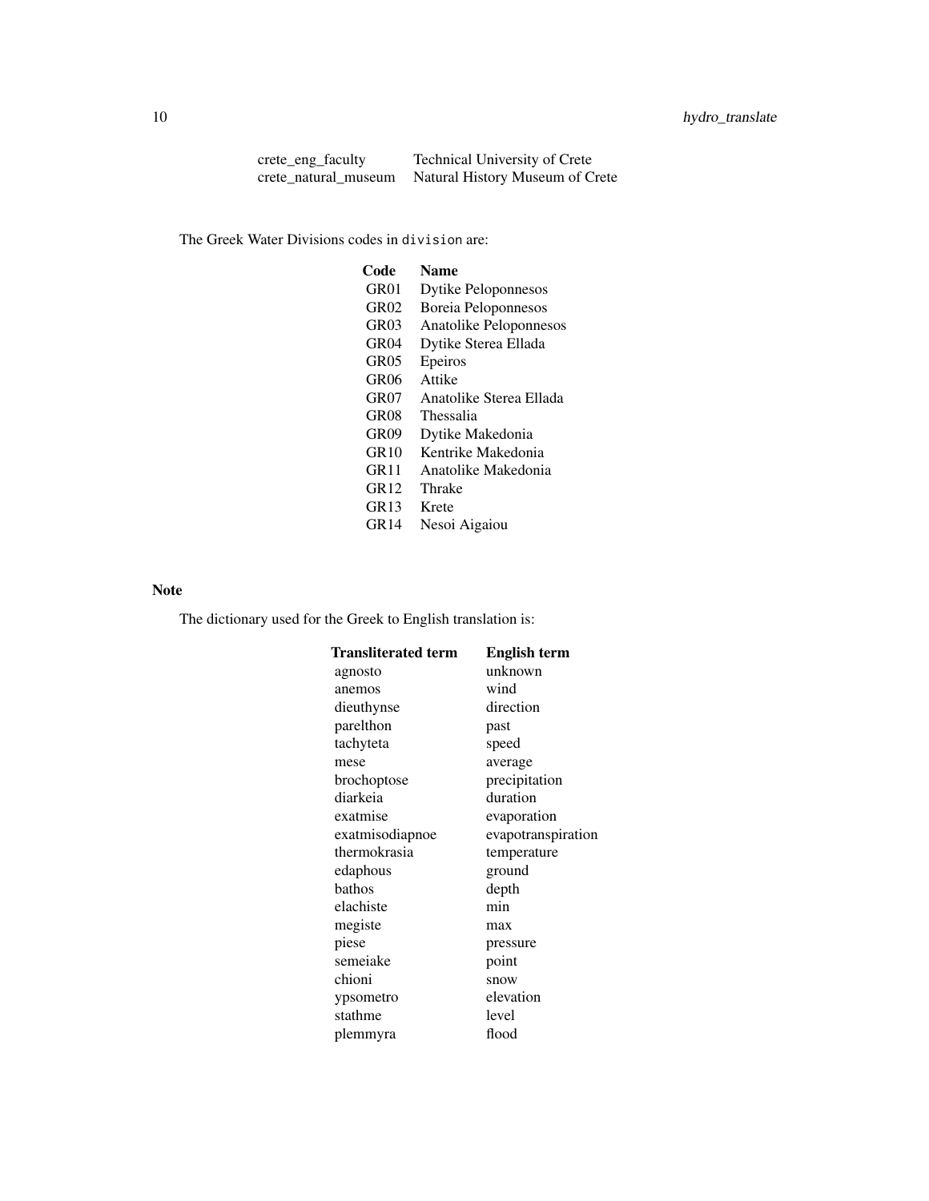| | |
|---|---|
| crete_eng_faculty | Technical University of Crete |
| crete_natural_museum | Natural History Museum of Crete |

The Greek Water Divisions codes in `division` are:

| Code | Name |
|---|---|
| GR01 | Dytike Peloponnesos |
| GR02 | Boreia Peloponnesos |
| GR03 | Anatolike Peloponnesos |
| GR04 | Dytike Sterea Ellada |
| GR05 | Epeiros |
| GR06 | Attike |
| GR07 | Anatolike Sterea Ellada |
| GR08 | Thessalia |
| GR09 | Dytike Makedonia |
| GR10 | Kentrike Makedonia |
| GR11 | Anatolike Makedonia |
| GR12 | Thrake |
| GR13 | Krete |
| GR14 | Nesoi Aigaiou |

## Note

The dictionary used for the Greek to English translation is:

| Transliterated term | English term |
|---|---|
| agnosto | unknown |
| anemos | wind |
| dieuthynse | direction |
| parelthon | past |
| tachyteta | speed |
| mese | average |
| brochoptose | precipitation |
| diarkeia | duration |
| exatmise | evaporation |
| exatmisodiapnoe | evapotranspiration |
| thermokrasia | temperature |
| edaphous | ground |
| bathos | depth |
| elachiste | min |
| megiste | max |
| piese | pressure |
| semeiake | point |
| chioni | snow |
| ypsometro | elevation |
| stathme | level |
| plemmyra | flood |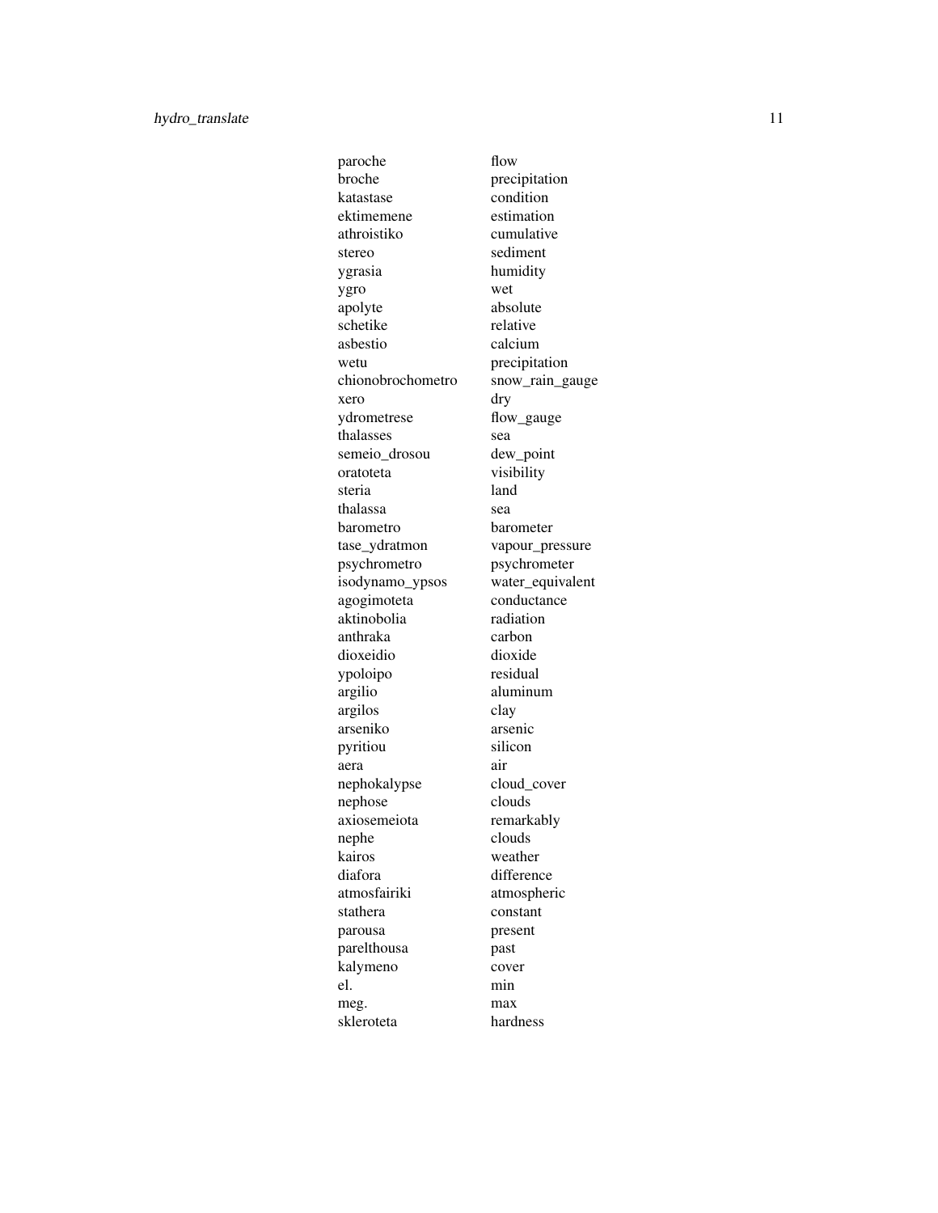| | |
|---|---|
| paroche | flow |
| broche | precipitation |
| katastase | condition |
| ektimemene | estimation |
| athroistiko | cumulative |
| stereo | sediment |
| ygrasia | humidity |
| ygro | wet |
| apolyte | absolute |
| schetike | relative |
| asbestio | calcium |
| wetu | precipitation |
| chionobrochometro | snow_rain_gauge |
| xero | dry |
| ydrometrese | flow_gauge |
| thalasses | sea |
| semeio_drosou | dew_point |
| oratoteta | visibility |
| steria | land |
| thalassa | sea |
| barometro | barometer |
| tase_ydratmon | vapour_pressure |
| psychrometro | psychrometer |
| isodynamo_ypsos | water_equivalent |
| agogimoteta | conductance |
| aktinobolia | radiation |
| anthraka | carbon |
| dioxeidio | dioxide |
| ypoloipo | residual |
| argilio | aluminum |
| argilos | clay |
| arseniko | arsenic |
| pyritiou | silicon |
| aera | air |
| nephokalypse | cloud_cover |
| nephose | clouds |
| axiosemeiota | remarkably |
| nephe | clouds |
| kairos | weather |
| diafora | difference |
| atmosfairiki | atmospheric |
| stathera | constant |
| parousa | present |
| parelthousa | past |
| kalymeno | cover |
| el. | min |
| meg. | max |
| skleroteta | hardness |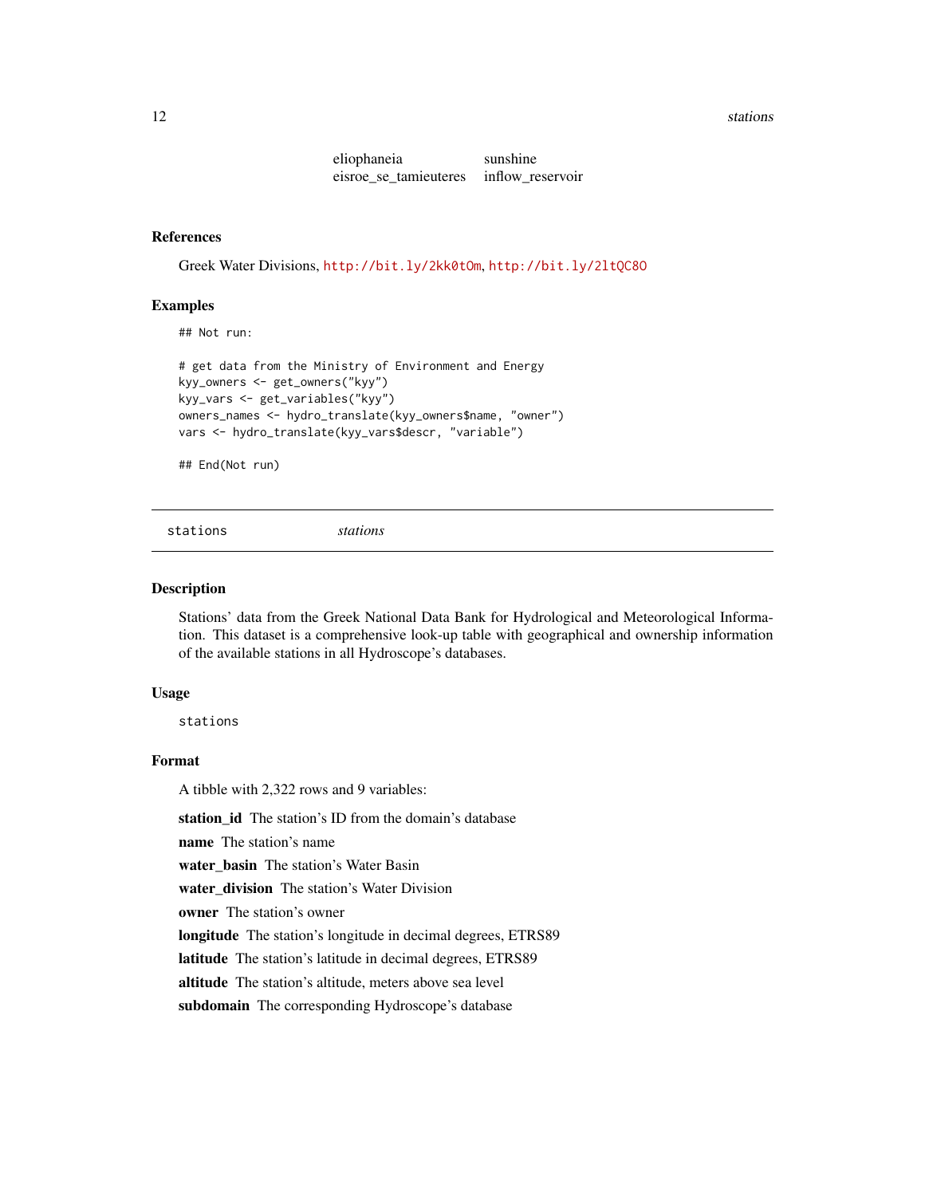| | |
|---|---|
| eliophaneia | sunshine |
| eisroe_se_tamieuteres | inflow_reservoir |

### References

Greek Water Divisions, http://bit.ly/2kk0tOm, http://bit.ly/2ltQC8O

### Examples

```
## Not run:

# get data from the Ministry of Environment and Energy
kyy_owners <- get_owners("kyy")
kyy_vars <- get_variables("kyy")
owners_names <- hydro_translate(kyy_owners$name, "owner")
vars <- hydro_translate(kyy_vars$descr, "variable")

## End(Not run)
```

---

## stations — *stations*

### Description

Stations' data from the Greek National Data Bank for Hydrological and Meteorological Information. This dataset is a comprehensive look-up table with geographical and ownership information of the available stations in all Hydroscope's databases.

### Usage

```
stations
```

### Format

A tibble with 2,322 rows and 9 variables:

**station_id** The station's ID from the domain's database

**name** The station's name

**water_basin** The station's Water Basin

**water_division** The station's Water Division

**owner** The station's owner

**longitude** The station's longitude in decimal degrees, ETRS89

**latitude** The station's latitude in decimal degrees, ETRS89

**altitude** The station's altitude, meters above sea level

**subdomain** The corresponding Hydroscope's database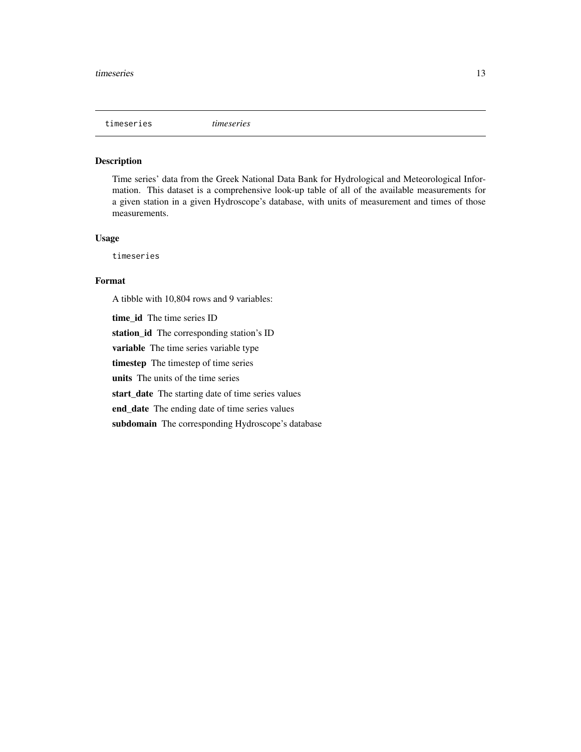## timeseries *timeseries*

### Description

Time series' data from the Greek National Data Bank for Hydrological and Meteorological Information. This dataset is a comprehensive look-up table of all of the available measurements for a given station in a given Hydroscope's database, with units of measurement and times of those measurements.

### Usage

```
timeseries
```

### Format

A tibble with 10,804 rows and 9 variables:

**time_id** The time series ID

**station_id** The corresponding station's ID

**variable** The time series variable type

**timestep** The timestep of time series

**units** The units of the time series

**start_date** The starting date of time series values

**end_date** The ending date of time series values

**subdomain** The corresponding Hydroscope's database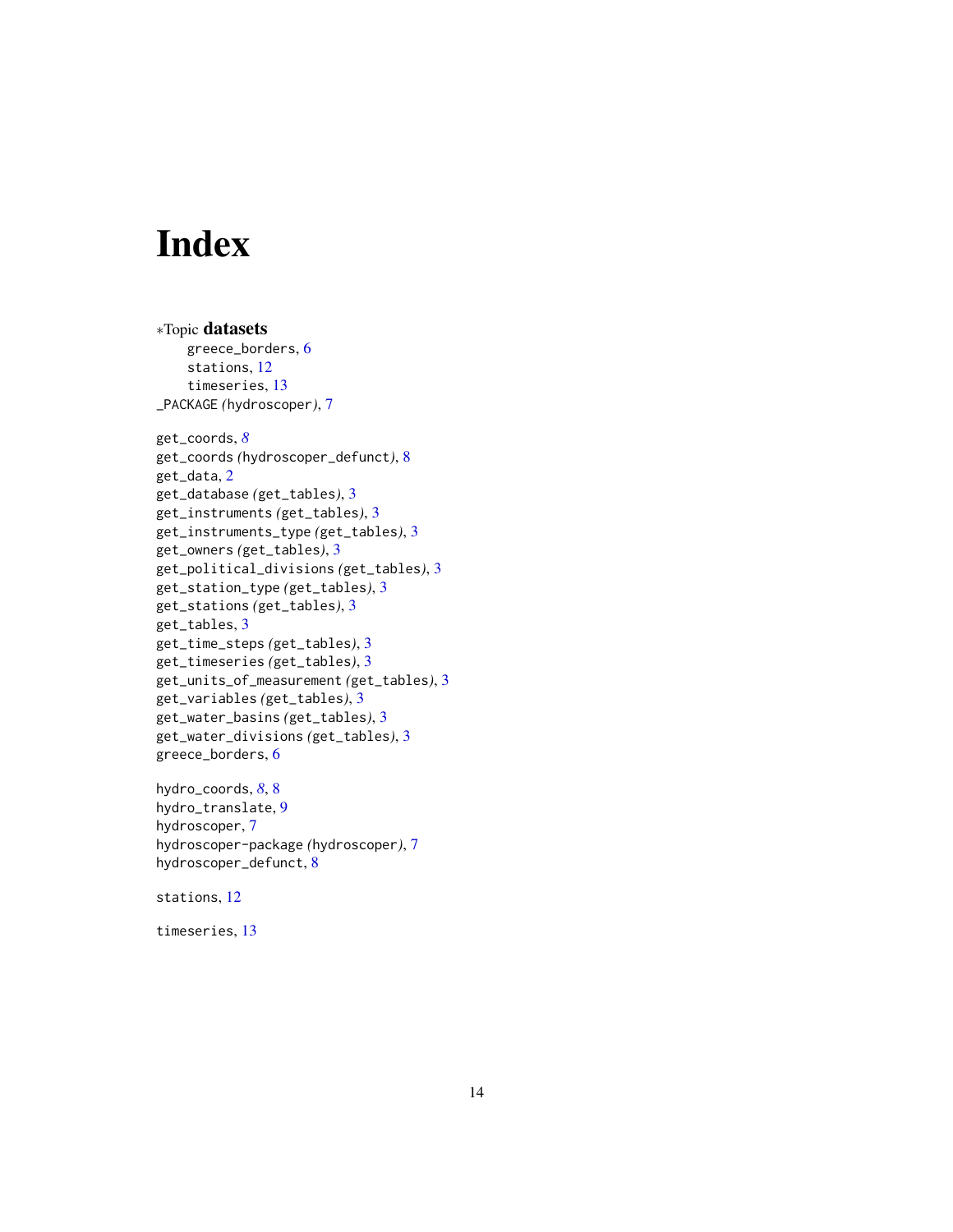# Index

∗Topic **datasets**

greece_borders, 6
stations, 12
timeseries, 13

_PACKAGE *(*hydroscoper*)*, 7

get_coords, *8*
get_coords *(*hydroscoper_defunct*)*, 8
get_data, 2
get_database *(*get_tables*)*, 3
get_instruments *(*get_tables*)*, 3
get_instruments_type *(*get_tables*)*, 3
get_owners *(*get_tables*)*, 3
get_political_divisions *(*get_tables*)*, 3
get_station_type *(*get_tables*)*, 3
get_stations *(*get_tables*)*, 3
get_tables, 3
get_time_steps *(*get_tables*)*, 3
get_timeseries *(*get_tables*)*, 3
get_units_of_measurement *(*get_tables*)*, 3
get_variables *(*get_tables*)*, 3
get_water_basins *(*get_tables*)*, 3
get_water_divisions *(*get_tables*)*, 3
greece_borders, 6

hydro_coords, *8*, 8
hydro_translate, 9
hydroscoper, 7
hydroscoper-package *(*hydroscoper*)*, 7
hydroscoper_defunct, 8

stations, 12

timeseries, 13